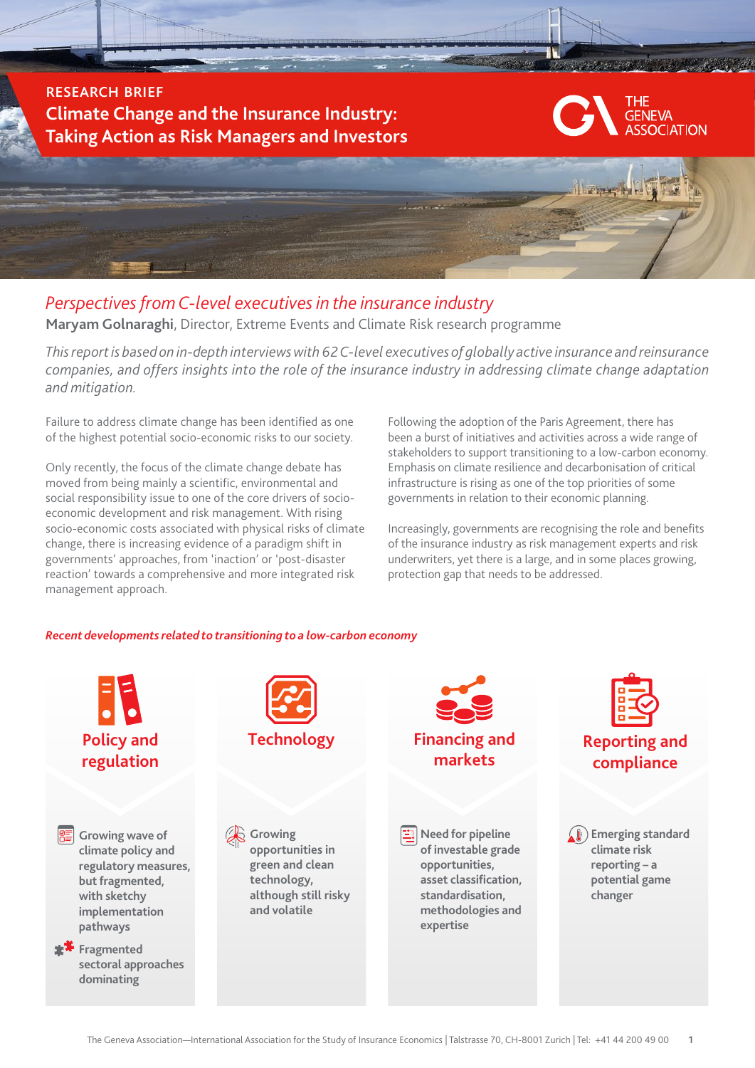RESEARCH BRIEF

# Climate Change and the Insurance Industry: Taking Action as Risk Managers and Investors

THE GENEVA ASSOCIATION

## *Perspectives from C-level executives in the insurance industry*

**Maryam Golnaraghi**, Director, Extreme Events and Climate Risk research programme

*This report is based on in-depth interviews with 62 C-level executives of globally active insurance and reinsurance companies, and offers insights into the role of the insurance industry in addressing climate change adaptation and mitigation.*

Failure to address climate change has been identified as one of the highest potential socio-economic risks to our society.

Only recently, the focus of the climate change debate has moved from being mainly a scientific, environmental and social responsibility issue to one of the core drivers of socio-economic development and risk management. With rising socio-economic costs associated with physical risks of climate change, there is increasing evidence of a paradigm shift in governments' approaches, from 'inaction' or 'post-disaster reaction' towards a comprehensive and more integrated risk management approach.

Following the adoption of the Paris Agreement, there has been a burst of initiatives and activities across a wide range of stakeholders to support transitioning to a low-carbon economy. Emphasis on climate resilience and decarbonisation of critical infrastructure is rising as one of the top priorities of some governments in relation to their economic planning.

Increasingly, governments are recognising the role and benefits of the insurance industry as risk management experts and risk underwriters, yet there is a large, and in some places growing, protection gap that needs to be addressed.

***Recent developments related to transitioning to a low-carbon economy***

**Policy and regulation**

- Growing wave of climate policy and regulatory measures, but fragmented, with sketchy implementation pathways
- Fragmented sectoral approaches dominating

**Technology**

- Growing opportunities in green and clean technology, although still risky and volatile

**Financing and markets**

- Need for pipeline of investable grade opportunities, asset classification, standardisation, methodologies and expertise

**Reporting and compliance**

- Emerging standard climate risk reporting – a potential game changer

The Geneva Association—International Association for the Study of Insurance Economics | Talstrasse 70, CH-8001 Zurich | Tel: +41 44 200 49 00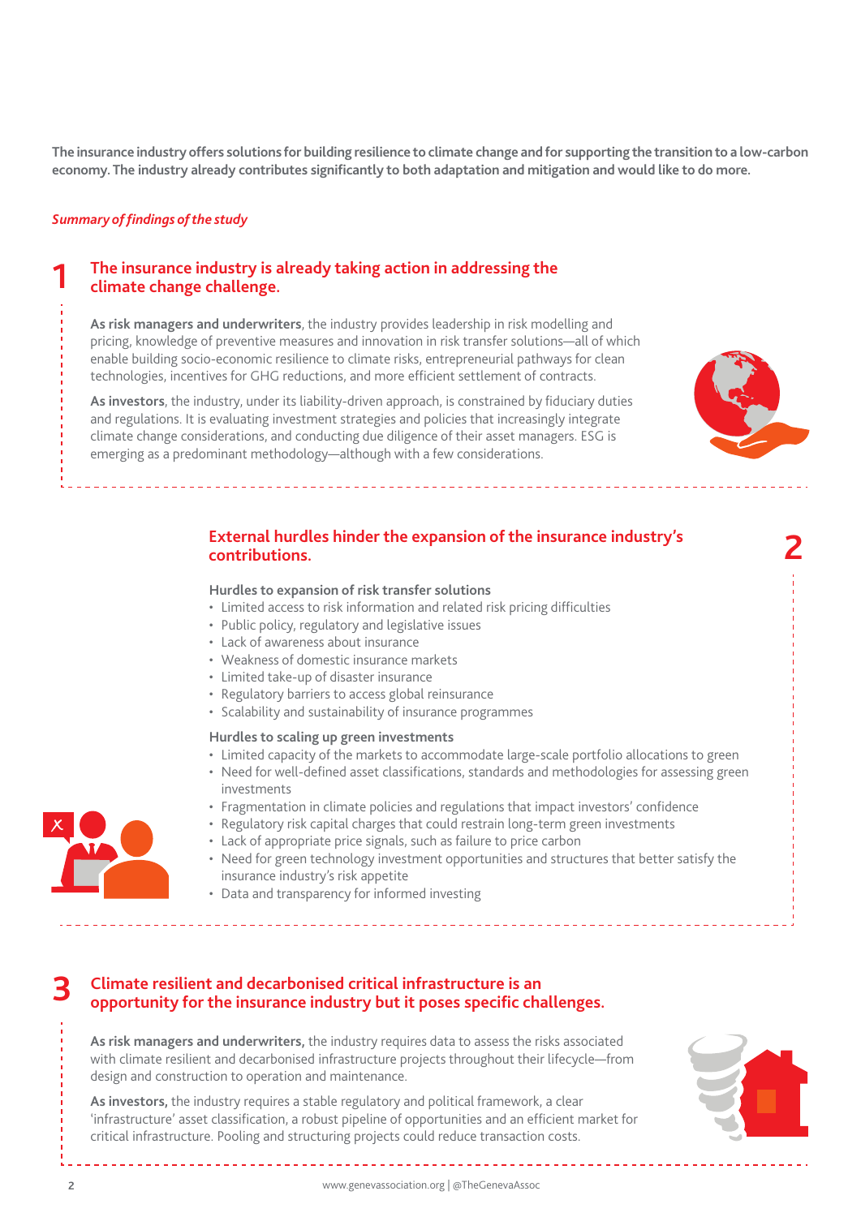**The insurance industry offers solutions for building resilience to climate change and for supporting the transition to a low-carbon economy. The industry already contributes significantly to both adaptation and mitigation and would like to do more.**

***Summary of findings of the study***

## 1 The insurance industry is already taking action in addressing the climate change challenge.

**As risk managers and underwriters**, the industry provides leadership in risk modelling and pricing, knowledge of preventive measures and innovation in risk transfer solutions—all of which enable building socio-economic resilience to climate risks, entrepreneurial pathways for clean technologies, incentives for GHG reductions, and more efficient settlement of contracts.

**As investors**, the industry, under its liability-driven approach, is constrained by fiduciary duties and regulations. It is evaluating investment strategies and policies that increasingly integrate climate change considerations, and conducting due diligence of their asset managers. ESG is emerging as a predominant methodology—although with a few considerations.

## 2 External hurdles hinder the expansion of the insurance industry's contributions.

**Hurdles to expansion of risk transfer solutions**

- Limited access to risk information and related risk pricing difficulties
- Public policy, regulatory and legislative issues
- Lack of awareness about insurance
- Weakness of domestic insurance markets
- Limited take-up of disaster insurance
- Regulatory barriers to access global reinsurance
- Scalability and sustainability of insurance programmes

**Hurdles to scaling up green investments**

- Limited capacity of the markets to accommodate large-scale portfolio allocations to green
- Need for well-defined asset classifications, standards and methodologies for assessing green investments
- Fragmentation in climate policies and regulations that impact investors' confidence
- Regulatory risk capital charges that could restrain long-term green investments
- Lack of appropriate price signals, such as failure to price carbon
- Need for green technology investment opportunities and structures that better satisfy the insurance industry's risk appetite
- Data and transparency for informed investing

## 3 Climate resilient and decarbonised critical infrastructure is an opportunity for the insurance industry but it poses specific challenges.

**As risk managers and underwriters,** the industry requires data to assess the risks associated with climate resilient and decarbonised infrastructure projects throughout their lifecycle—from design and construction to operation and maintenance.

**As investors,** the industry requires a stable regulatory and political framework, a clear 'infrastructure' asset classification, a robust pipeline of opportunities and an efficient market for critical infrastructure. Pooling and structuring projects could reduce transaction costs.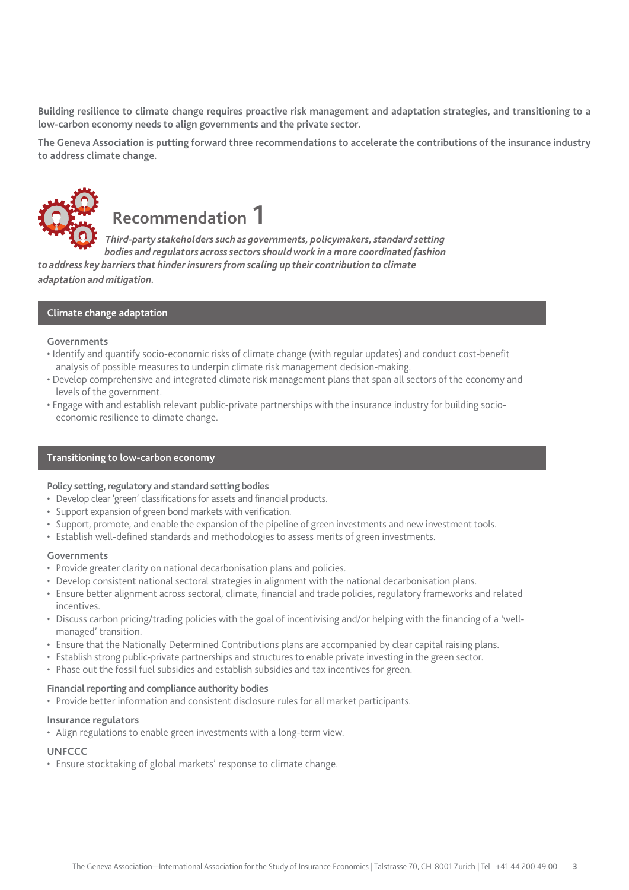**Building resilience to climate change requires proactive risk management and adaptation strategies, and transitioning to a low-carbon economy needs to align governments and the private sector.**

**The Geneva Association is putting forward three recommendations to accelerate the contributions of the insurance industry to address climate change.**

## Recommendation 1

***Third-party stakeholders such as governments, policymakers, standard setting bodies and regulators across sectors should work in a more coordinated fashion to address key barriers that hinder insurers from scaling up their contribution to climate adaptation and mitigation.***

### Climate change adaptation

**Governments**

- Identify and quantify socio-economic risks of climate change (with regular updates) and conduct cost-benefit analysis of possible measures to underpin climate risk management decision-making.
- Develop comprehensive and integrated climate risk management plans that span all sectors of the economy and levels of the government.
- Engage with and establish relevant public-private partnerships with the insurance industry for building socio-economic resilience to climate change.

### Transitioning to low-carbon economy

**Policy setting, regulatory and standard setting bodies**

- Develop clear 'green' classifications for assets and financial products.
- Support expansion of green bond markets with verification.
- Support, promote, and enable the expansion of the pipeline of green investments and new investment tools.
- Establish well-defined standards and methodologies to assess merits of green investments.

**Governments**

- Provide greater clarity on national decarbonisation plans and policies.
- Develop consistent national sectoral strategies in alignment with the national decarbonisation plans.
- Ensure better alignment across sectoral, climate, financial and trade policies, regulatory frameworks and related incentives.
- Discuss carbon pricing/trading policies with the goal of incentivising and/or helping with the financing of a 'well-managed' transition.
- Ensure that the Nationally Determined Contributions plans are accompanied by clear capital raising plans.
- Establish strong public-private partnerships and structures to enable private investing in the green sector.
- Phase out the fossil fuel subsidies and establish subsidies and tax incentives for green.

**Financial reporting and compliance authority bodies**

- Provide better information and consistent disclosure rules for all market participants.

**Insurance regulators**

- Align regulations to enable green investments with a long-term view.

**UNFCCC**

- Ensure stocktaking of global markets' response to climate change.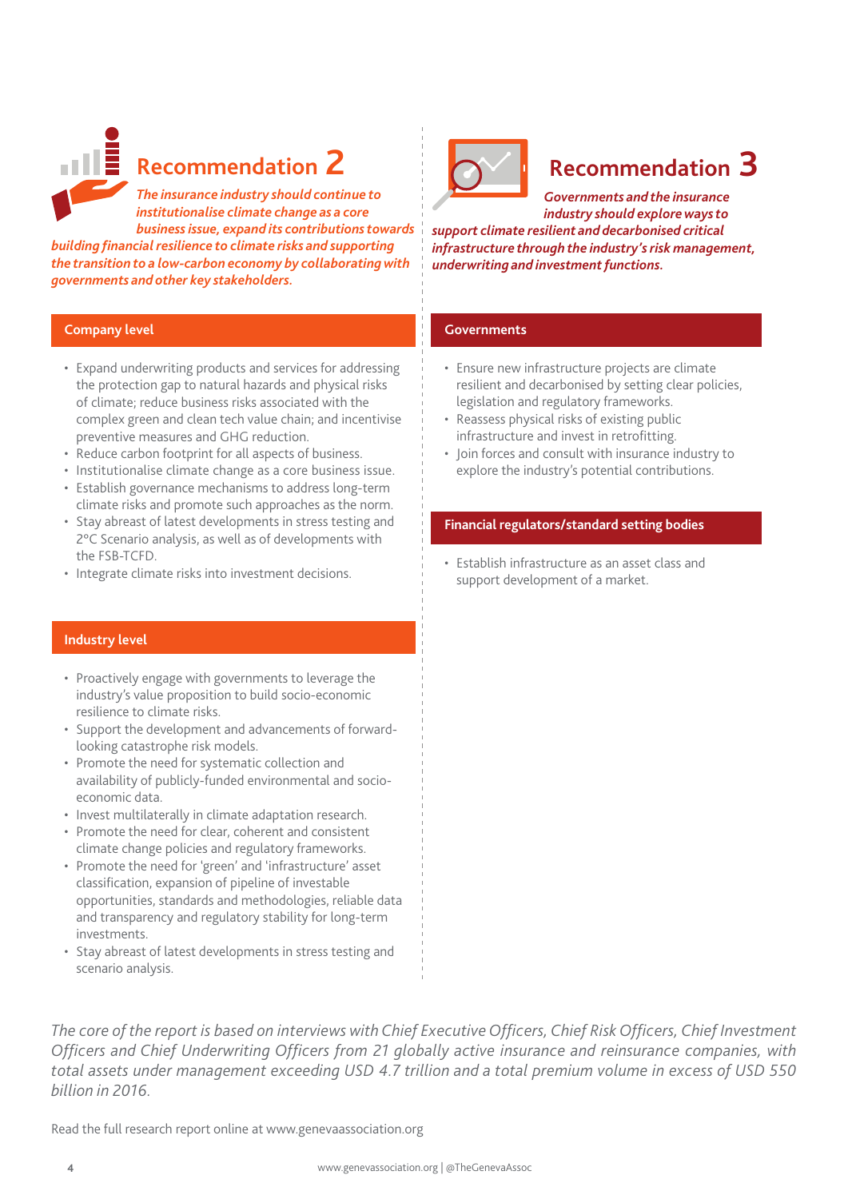## Recommendation 2

***The insurance industry should continue to institutionalise climate change as a core business issue, expand its contributions towards building financial resilience to climate risks and supporting the transition to a low-carbon economy by collaborating with governments and other key stakeholders.***

### Company level

- Expand underwriting products and services for addressing the protection gap to natural hazards and physical risks of climate; reduce business risks associated with the complex green and clean tech value chain; and incentivise preventive measures and GHG reduction.
- Reduce carbon footprint for all aspects of business.
- Institutionalise climate change as a core business issue.
- Establish governance mechanisms to address long-term climate risks and promote such approaches as the norm.
- Stay abreast of latest developments in stress testing and 2°C Scenario analysis, as well as of developments with the FSB-TCFD.
- Integrate climate risks into investment decisions.

### Industry level

- Proactively engage with governments to leverage the industry's value proposition to build socio-economic resilience to climate risks.
- Support the development and advancements of forward-looking catastrophe risk models.
- Promote the need for systematic collection and availability of publicly-funded environmental and socio-economic data.
- Invest multilaterally in climate adaptation research.
- Promote the need for clear, coherent and consistent climate change policies and regulatory frameworks.
- Promote the need for 'green' and 'infrastructure' asset classification, expansion of pipeline of investable opportunities, standards and methodologies, reliable data and transparency and regulatory stability for long-term investments.
- Stay abreast of latest developments in stress testing and scenario analysis.

## Recommendation 3

***Governments and the insurance industry should explore ways to support climate resilient and decarbonised critical infrastructure through the industry's risk management, underwriting and investment functions.***

### Governments

- Ensure new infrastructure projects are climate resilient and decarbonised by setting clear policies, legislation and regulatory frameworks.
- Reassess physical risks of existing public infrastructure and invest in retrofitting.
- Join forces and consult with insurance industry to explore the industry's potential contributions.

### Financial regulators/standard setting bodies

- Establish infrastructure as an asset class and support development of a market.

*The core of the report is based on interviews with Chief Executive Officers, Chief Risk Officers, Chief Investment Officers and Chief Underwriting Officers from 21 globally active insurance and reinsurance companies, with total assets under management exceeding USD 4.7 trillion and a total premium volume in excess of USD 550 billion in 2016.*

Read the full research report online at www.genevaassociation.org